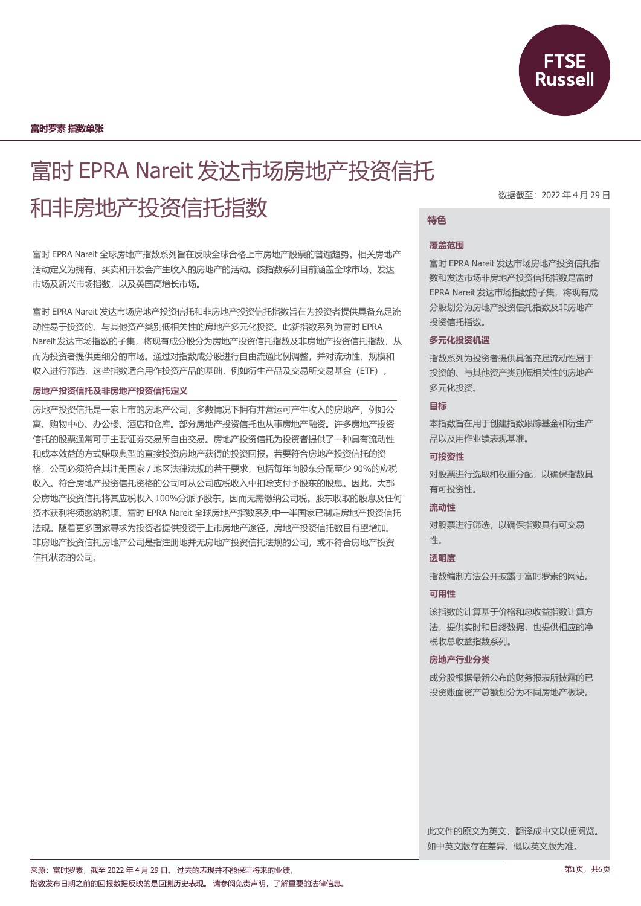富时罗素 指数单张

# 富时 EPRA Nareit 发达市场房地产投资信托和非房地产投资信托指数

数据截至：2022 年 4 月 29 日

富时 EPRA Nareit 全球房地产指数系列旨在反映全球合格上市房地产股票的普遍趋势。相关房地产活动定义为拥有、买卖和开发会产生收入的房地产的活动。该指数系列目前涵盖全球市场、发达市场及新兴市场指数，以及英国高增长市场。

富时 EPRA Nareit 发达市场房地产投资信托和非房地产投资信托指数旨在为投资者提供具备充足流动性易于投资的、与其他资产类别低相关性的房地产多元化投资。此新指数系列为富时 EPRA Nareit 发达市场指数的子集，将现有成分股分为房地产投资信托指数及非房地产投资信托指数，从而为投资者提供更细分的市场。通过对指数成分股进行自由流通比例调整，并对流动性、规模和收入进行筛选，这些指数适合用作投资产品的基础，例如衍生产品及交易所交易基金（ETF）。

### 房地产投资信托及非房地产投资信托定义

房地产投资信托是一家上市的房地产公司，多数情况下拥有并营运可产生收入的房地产，例如公寓、购物中心、办公楼、酒店和仓库。部分房地产投资信托也从事房地产融资。许多房地产投资信托的股票通常可于主要证券交易所自由交易。房地产投资信托为投资者提供了一种具有流动性和成本效益的方式赚取典型的直接投资房地产获得的投资回报。若要符合房地产投资信托的资格，公司必须符合其注册国家 / 地区法律法规的若干要求，包括每年向股东分配至少 90%的应税收入。符合房地产投资信托资格的公司可从公司应税收入中扣除支付予股东的股息。因此，大部分房地产投资信托将其应税收入 100%分派予股东，因而无需缴纳公司税。股东收取的股息及任何资本获利将须缴纳税项。富时 EPRA Nareit 全球房地产指数系列中一半国家已制定房地产投资信托法规。随着更多国家寻求为投资者提供投资于上市房地产途径，房地产投资信托数目有望增加。非房地产投资信托房地产公司是指注册地并无房地产投资信托法规的公司，或不符合房地产投资信托状态的公司。

## 特色

### 覆盖范围

富时 EPRA Nareit 发达市场房地产投资信托指数和发达市场非房地产投资信托指数是富时 EPRA Nareit 发达市场指数的子集，将现有成分股划分为房地产投资信托指数及非房地产投资信托指数。

### 多元化投资机遇

指数系列为投资者提供具备充足流动性易于投资的、与其他资产类别低相关性的房地产多元化投资。

### 目标

本指数旨在用于创建指数跟踪基金和衍生产品以及用作业绩表现基准。

### 可投资性

对股票进行选取和权重分配，以确保指数具有可投资性。

### 流动性

对股票进行筛选，以确保指数具有可交易性。

### 透明度

指数编制方法公开披露于富时罗素的网站。

### 可用性

该指数的计算基于价格和总收益指数计算方法，提供实时和日终数据，也提供相应的净税收总收益指数系列。

### 房地产行业分类

成分股根据最新公布的财务报表所披露的已投资账面资产总额划分为不同房地产板块。

此文件的原文为英文，翻译成中文以便阅览。如中英文版存在差异，概以英文版为准。

来源：富时罗素，截至 2022 年 4 月 29 日。过去的表现并不能保证将来的业绩。
指数发布日期之前的回报数据反映的是回测历史表现。请参阅免责声明，了解重要的法律信息。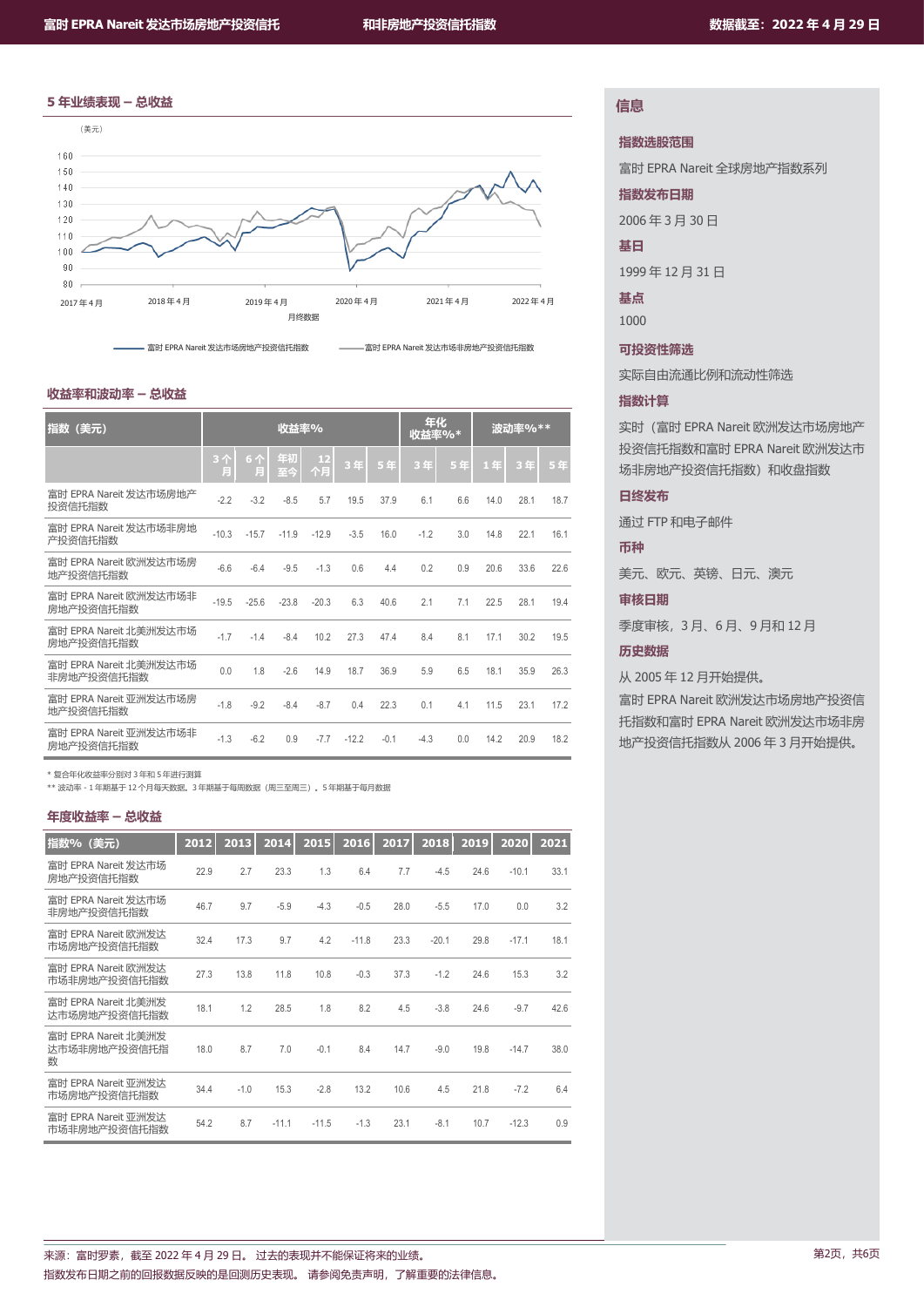## 5 年业绩表现 – 总收益

（美元）

160
150
140
130
120
110
100
90
80

2017 年 4 月 | 2018 年 4 月 | 2019 年 4 月 | 2020 年 4 月 | 2021 年 4 月 | 2022 年 4 月

月终数据

富时 EPRA Nareit 发达市场房地产投资信托指数　富时 EPRA Nareit 发达市场非房地产投资信托指数

## 收益率和波动率 – 总收益

| 指数（美元） | 收益率% | | | | | | 年化收益率%* | | 波动率%** | | |
|---|---|---|---|---|---|---|---|---|---|---|---|
| | 3 个月 | 6 个月 | 年初至今 | 12 个月 | 3 年 | 5 年 | 3 年 | 5 年 | 1 年 | 3 年 | 5 年 |
| 富时 EPRA Nareit 发达市场房地产投资信托指数 | -2.2 | -3.2 | -8.5 | 5.7 | 19.5 | 37.9 | 6.1 | 6.6 | 14.0 | 28.1 | 18.7 |
| 富时 EPRA Nareit 发达市场非房地产投资信托指数 | -10.3 | -15.7 | -11.9 | -12.9 | -3.5 | 16.0 | -1.2 | 3.0 | 14.8 | 22.1 | 16.1 |
| 富时 EPRA Nareit 欧洲发达市场房地产投资信托指数 | -6.6 | -6.4 | -9.5 | -1.3 | 0.6 | 4.4 | 0.2 | 0.9 | 20.6 | 33.6 | 22.6 |
| 富时 EPRA Nareit 欧洲发达市场非房地产投资信托指数 | -19.5 | -25.6 | -23.8 | -20.3 | 6.3 | 40.6 | 2.1 | 7.1 | 22.5 | 28.1 | 19.4 |
| 富时 EPRA Nareit 北美洲发达市场房地产投资信托指数 | -1.7 | -1.4 | -8.4 | 10.2 | 27.3 | 47.4 | 8.4 | 8.1 | 17.1 | 30.2 | 19.5 |
| 富时 EPRA Nareit 北美洲发达市场非房地产投资信托指数 | 0.0 | 1.8 | -2.6 | 14.9 | 18.7 | 36.9 | 5.9 | 6.5 | 18.1 | 35.9 | 26.3 |
| 富时 EPRA Nareit 亚洲发达市场房地产投资信托指数 | -1.8 | -9.2 | -8.4 | -8.7 | 0.4 | 22.3 | 0.1 | 4.1 | 11.5 | 23.1 | 17.2 |
| 富时 EPRA Nareit 亚洲发达市场非房地产投资信托指数 | -1.3 | -6.2 | 0.9 | -7.7 | -12.2 | -0.1 | -4.3 | 0.0 | 14.2 | 20.9 | 18.2 |

\* 复合年化收益率分别对 3 年和 5 年进行测算
** 波动率 - 1 年期基于 12 个月每天数据。3 年期基于每周数据（周三至周三）。5 年期基于每月数据

## 年度收益率 – 总收益

| 指数%（美元） | 2012 | 2013 | 2014 | 2015 | 2016 | 2017 | 2018 | 2019 | 2020 | 2021 |
|---|---|---|---|---|---|---|---|---|---|---|
| 富时 EPRA Nareit 发达市场房地产投资信托指数 | 22.9 | 2.7 | 23.3 | 1.3 | 6.4 | 7.7 | -4.5 | 24.6 | -10.1 | 33.1 |
| 富时 EPRA Nareit 发达市场非房地产投资信托指数 | 46.7 | 9.7 | -5.9 | -4.3 | -0.5 | 28.0 | -5.5 | 17.0 | 0.0 | 3.2 |
| 富时 EPRA Nareit 欧洲发达市场房地产投资信托指数 | 32.4 | 17.3 | 9.7 | 4.2 | -11.8 | 23.3 | -20.1 | 29.8 | -17.1 | 18.1 |
| 富时 EPRA Nareit 欧洲发达市场非房地产投资信托指数 | 27.3 | 13.8 | 11.8 | 10.8 | -0.3 | 37.3 | -1.2 | 24.6 | 15.3 | 3.2 |
| 富时 EPRA Nareit 北美洲发达市场房地产投资信托指数 | 18.1 | 1.2 | 28.5 | 1.8 | 8.2 | 4.5 | -3.8 | 24.6 | -9.7 | 42.6 |
| 富时 EPRA Nareit 北美洲发达市场非房地产投资信托指数 | 18.0 | 8.7 | 7.0 | -0.1 | 8.4 | 14.7 | -9.0 | 19.8 | -14.7 | 38.0 |
| 富时 EPRA Nareit 亚洲发达市场房地产投资信托指数 | 34.4 | -1.0 | 15.3 | -2.8 | 13.2 | 10.6 | 4.5 | 21.8 | -7.2 | 6.4 |
| 富时 EPRA Nareit 亚洲发达市场非房地产投资信托指数 | 54.2 | 8.7 | -11.1 | -11.5 | -1.3 | 23.1 | -8.1 | 10.7 | -12.3 | 0.9 |

## 信息

**指数选股范围**

富时 EPRA Nareit 全球房地产指数系列

**指数发布日期**

2006 年 3 月 30 日

**基日**

1999 年 12 月 31 日

**基点**

1000

**可投资性筛选**

实际自由流通比例和流动性筛选

**指数计算**

实时（富时 EPRA Nareit 欧洲发达市场房地产投资信托指数和富时 EPRA Nareit 欧洲发达市场非房地产投资信托指数）和收盘指数

**日终发布**

通过 FTP 和电子邮件

**币种**

美元、欧元、英镑、日元、澳元

**审核日期**

季度审核，3 月、6 月、9 月和 12 月

**历史数据**

从 2005 年 12 月开始提供。

富时 EPRA Nareit 欧洲发达市场房地产投资信托指数和富时 EPRA Nareit 欧洲发达市场非房地产投资信托指数从 2006 年 3 月开始提供。

来源：富时罗素，截至 2022 年 4 月 29 日。 过去的表现并不能保证将来的业绩。
指数发布日期之前的回报数据反映的是回测历史表现。 请参阅免责声明，了解重要的法律信息。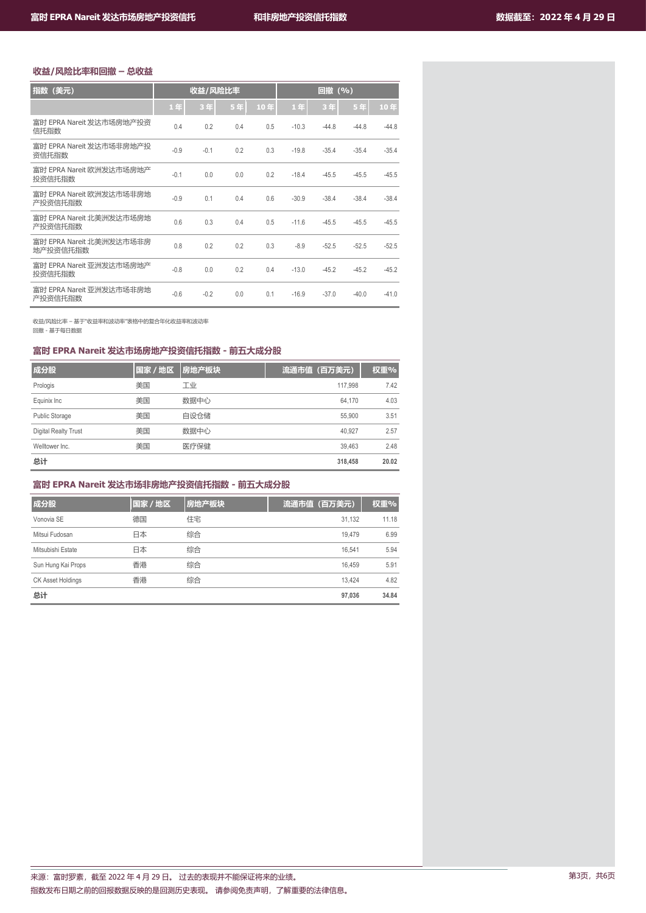## 收益/风险比率和回撤 – 总收益

| 指数（美元） | 收益/风险比率 | | | | 回撤（%） | | | |
|---|---|---|---|---|---|---|---|---|
| | 1 年 | 3 年 | 5 年 | 10 年 | 1 年 | 3 年 | 5 年 | 10 年 |
| 富时 EPRA Nareit 发达市场房地产投资信托指数 | 0.4 | 0.2 | 0.4 | 0.5 | -10.3 | -44.8 | -44.8 | -44.8 |
| 富时 EPRA Nareit 发达市场非房地产投资信托指数 | -0.9 | -0.1 | 0.2 | 0.3 | -19.8 | -35.4 | -35.4 | -35.4 |
| 富时 EPRA Nareit 欧洲发达市场房地产投资信托指数 | -0.1 | 0.0 | 0.0 | 0.2 | -18.4 | -45.5 | -45.5 | -45.5 |
| 富时 EPRA Nareit 欧洲发达市场非房地产投资信托指数 | -0.9 | 0.1 | 0.4 | 0.6 | -30.9 | -38.4 | -38.4 | -38.4 |
| 富时 EPRA Nareit 北美洲发达市场房地产投资信托指数 | 0.6 | 0.3 | 0.4 | 0.5 | -11.6 | -45.5 | -45.5 | -45.5 |
| 富时 EPRA Nareit 北美洲发达市场非房地产投资信托指数 | 0.8 | 0.2 | 0.2 | 0.3 | -8.9 | -52.5 | -52.5 | -52.5 |
| 富时 EPRA Nareit 亚洲发达市场房地产投资信托指数 | -0.8 | 0.0 | 0.2 | 0.4 | -13.0 | -45.2 | -45.2 | -45.2 |
| 富时 EPRA Nareit 亚洲发达市场非房地产投资信托指数 | -0.6 | -0.2 | 0.0 | 0.1 | -16.9 | -37.0 | -40.0 | -41.0 |

收益/风险比率 – 基于"收益率和波动率"表格中的复合年化收益率和波动率
回撤 - 基于每日数据

## 富时 EPRA Nareit 发达市场房地产投资信托指数 - 前五大成分股

| 成分股 | 国家 / 地区 | 房地产板块 | 流通市值（百万美元） | 权重% |
|---|---|---|---|---|
| Prologis | 美国 | 工业 | 117,998 | 7.42 |
| Equinix Inc | 美国 | 数据中心 | 64,170 | 4.03 |
| Public Storage | 美国 | 自设仓储 | 55,900 | 3.51 |
| Digital Realty Trust | 美国 | 数据中心 | 40,927 | 2.57 |
| Welltower Inc. | 美国 | 医疗保健 | 39,463 | 2.48 |
| **总计** | | | **318,458** | **20.02** |

## 富时 EPRA Nareit 发达市场非房地产投资信托指数 - 前五大成分股

| 成分股 | 国家 / 地区 | 房地产板块 | 流通市值（百万美元） | 权重% |
|---|---|---|---|---|
| Vonovia SE | 德国 | 住宅 | 31,132 | 11.18 |
| Mitsui Fudosan | 日本 | 综合 | 19,479 | 6.99 |
| Mitsubishi Estate | 日本 | 综合 | 16,541 | 5.94 |
| Sun Hung Kai Props | 香港 | 综合 | 16,459 | 5.91 |
| CK Asset Holdings | 香港 | 综合 | 13,424 | 4.82 |
| **总计** | | | **97,036** | **34.84** |

来源：富时罗素，截至 2022 年 4 月 29 日。 过去的表现并不能保证将来的业绩。
指数发布日期之前的回报数据反映的是回测历史表现。 请参阅免责声明，了解重要的法律信息。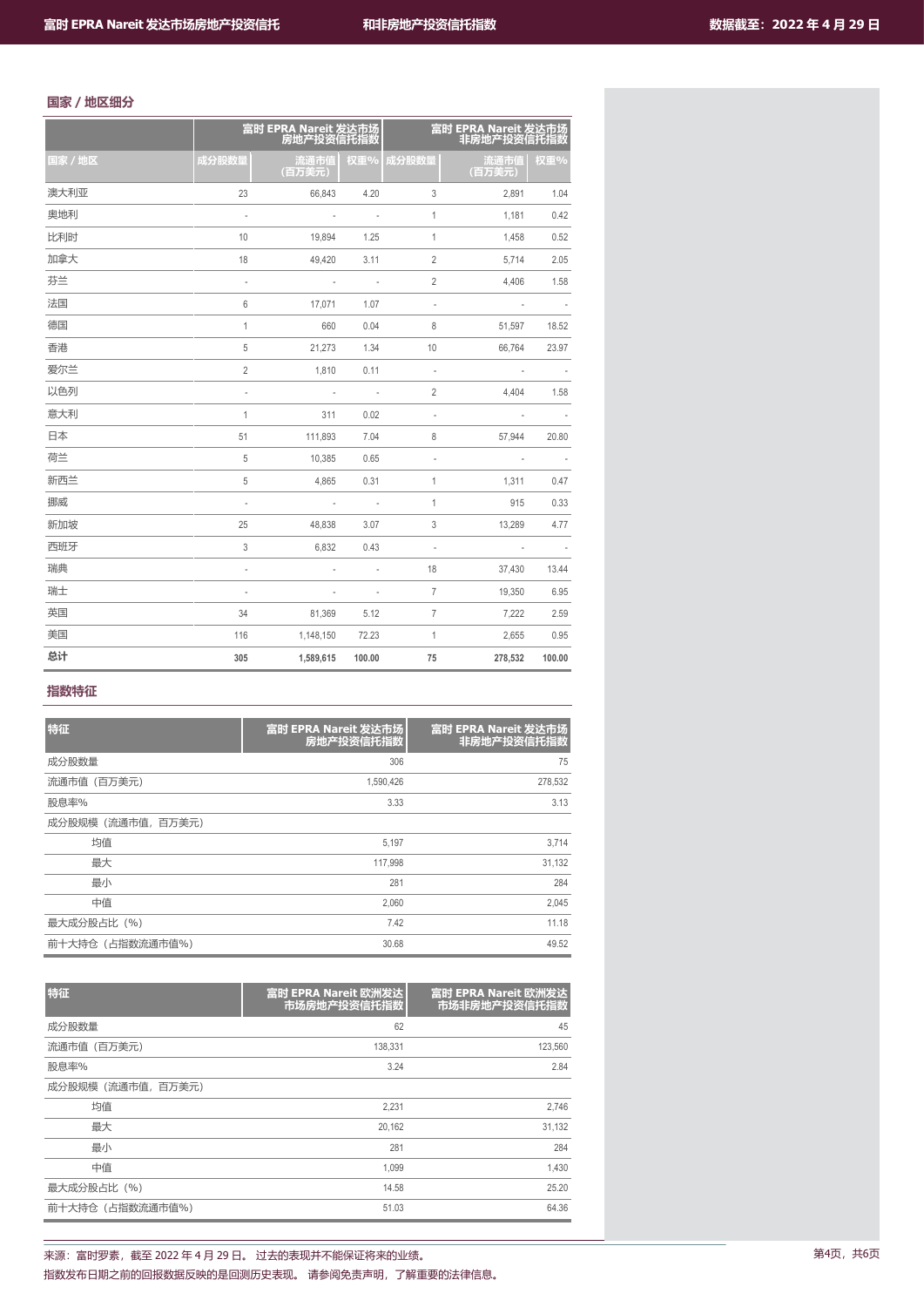## 国家 / 地区细分

| 国家 / 地区 | 富时 EPRA Nareit 发达市场房地产投资信托指数 | | | 富时 EPRA Nareit 发达市场非房地产投资信托指数 | | |
|---|---|---|---|---|---|---|
| | 成分股数量 | 流通市值（百万美元） | 权重% | 成分股数量 | 流通市值（百万美元） | 权重% |
| 澳大利亚 | 23 | 66,843 | 4.20 | 3 | 2,891 | 1.04 |
| 奥地利 | - | - | - | 1 | 1,181 | 0.42 |
| 比利时 | 10 | 19,894 | 1.25 | 1 | 1,458 | 0.52 |
| 加拿大 | 18 | 49,420 | 3.11 | 2 | 5,714 | 2.05 |
| 芬兰 | - | - | - | 2 | 4,406 | 1.58 |
| 法国 | 6 | 17,071 | 1.07 | - | - | - |
| 德国 | 1 | 660 | 0.04 | 8 | 51,597 | 18.52 |
| 香港 | 5 | 21,273 | 1.34 | 10 | 66,764 | 23.97 |
| 爱尔兰 | 2 | 1,810 | 0.11 | - | - | - |
| 以色列 | - | - | - | 2 | 4,404 | 1.58 |
| 意大利 | 1 | 311 | 0.02 | - | - | - |
| 日本 | 51 | 111,893 | 7.04 | 8 | 57,944 | 20.80 |
| 荷兰 | 5 | 10,385 | 0.65 | - | - | - |
| 新西兰 | 5 | 4,865 | 0.31 | 1 | 1,311 | 0.47 |
| 挪威 | - | - | - | 1 | 915 | 0.33 |
| 新加坡 | 25 | 48,838 | 3.07 | 3 | 13,289 | 4.77 |
| 西班牙 | 3 | 6,832 | 0.43 | - | - | - |
| 瑞典 | - | - | - | 18 | 37,430 | 13.44 |
| 瑞士 | - | - | - | 7 | 19,350 | 6.95 |
| 英国 | 34 | 81,369 | 5.12 | 7 | 7,222 | 2.59 |
| 美国 | 116 | 1,148,150 | 72.23 | 1 | 2,655 | 0.95 |
| **总计** | **305** | **1,589,615** | **100.00** | **75** | **278,532** | **100.00** |

## 指数特征

| 特征 | 富时 EPRA Nareit 发达市场房地产投资信托指数 | 富时 EPRA Nareit 发达市场非房地产投资信托指数 |
|---|---|---|
| 成分股数量 | 306 | 75 |
| 流通市值（百万美元） | 1,590,426 | 278,532 |
| 股息率% | 3.33 | 3.13 |
| 成分股规模（流通市值，百万美元） | | |
| 均值 | 5,197 | 3,714 |
| 最大 | 117,998 | 31,132 |
| 最小 | 281 | 284 |
| 中值 | 2,060 | 2,045 |
| 最大成分股占比（%） | 7.42 | 11.18 |
| 前十大持仓（占指数流通市值%） | 30.68 | 49.52 |

| 特征 | 富时 EPRA Nareit 欧洲发达市场房地产投资信托指数 | 富时 EPRA Nareit 欧洲发达市场非房地产投资信托指数 |
|---|---|---|
| 成分股数量 | 62 | 45 |
| 流通市值（百万美元） | 138,331 | 123,560 |
| 股息率% | 3.24 | 2.84 |
| 成分股规模（流通市值，百万美元） | | |
| 均值 | 2,231 | 2,746 |
| 最大 | 20,162 | 31,132 |
| 最小 | 281 | 284 |
| 中值 | 1,099 | 1,430 |
| 最大成分股占比（%） | 14.58 | 25.20 |
| 前十大持仓（占指数流通市值%） | 51.03 | 64.36 |

来源：富时罗素，截至 2022 年 4 月 29 日。 过去的表现并不能保证将来的业绩。
指数发布日期之前的回报数据反映的是回测历史表现。 请参阅免责声明，了解重要的法律信息。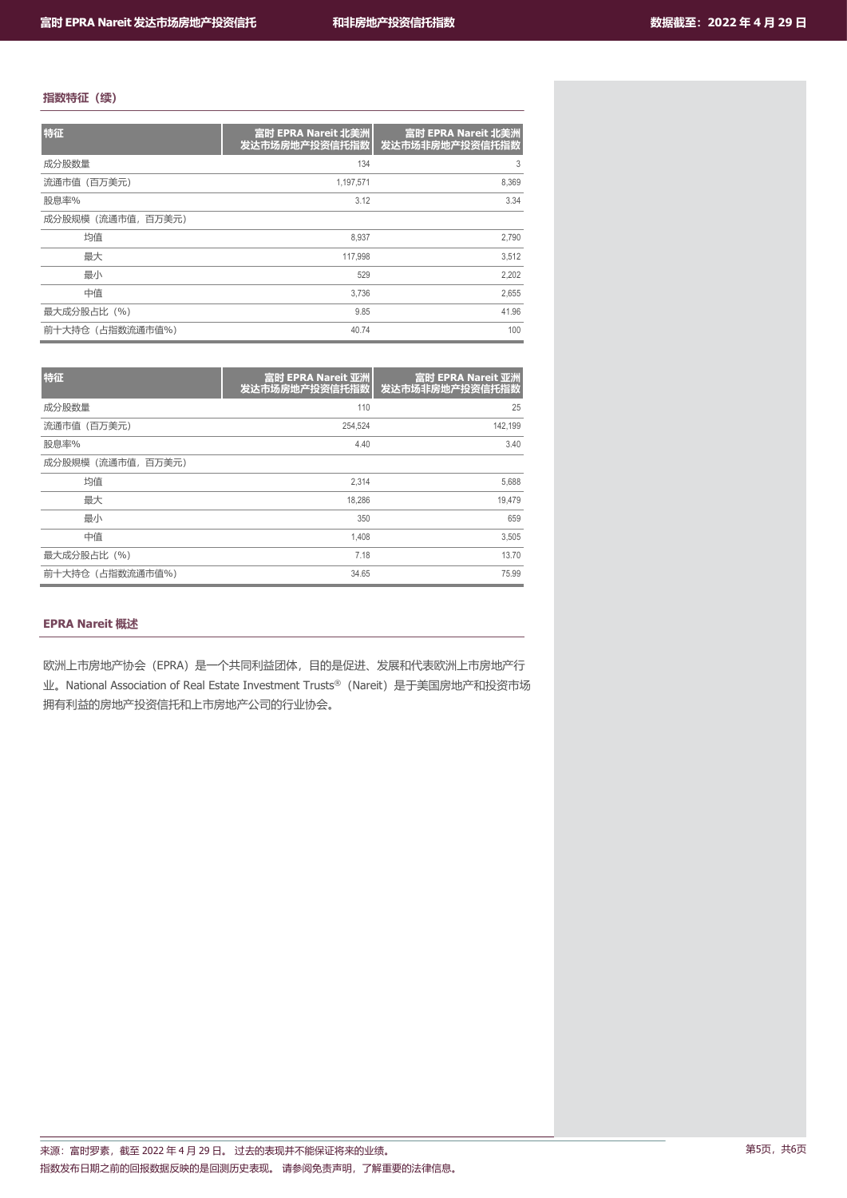## 指数特征（续）

| 特征 | 富时 EPRA Nareit 北美洲发达市场房地产投资信托指数 | 富时 EPRA Nareit 北美洲发达市场非房地产投资信托指数 |
| --- | --- | --- |
| 成分股数量 | 134 | 3 |
| 流通市值（百万美元） | 1,197,571 | 8,369 |
| 股息率% | 3.12 | 3.34 |
| 成分股规模（流通市值，百万美元） | | |
| 均值 | 8,937 | 2,790 |
| 最大 | 117,998 | 3,512 |
| 最小 | 529 | 2,202 |
| 中值 | 3,736 | 2,655 |
| 最大成分股占比（%） | 9.85 | 41.96 |
| 前十大持仓（占指数流通市值%） | 40.74 | 100 |

| 特征 | 富时 EPRA Nareit 亚洲发达市场房地产投资信托指数 | 富时 EPRA Nareit 亚洲发达市场非房地产投资信托指数 |
| --- | --- | --- |
| 成分股数量 | 110 | 25 |
| 流通市值（百万美元） | 254,524 | 142,199 |
| 股息率% | 4.40 | 3.40 |
| 成分股规模（流通市值，百万美元） | | |
| 均值 | 2,314 | 5,688 |
| 最大 | 18,286 | 19,479 |
| 最小 | 350 | 659 |
| 中值 | 1,408 | 3,505 |
| 最大成分股占比（%） | 7.18 | 13.70 |
| 前十大持仓（占指数流通市值%） | 34.65 | 75.99 |

## EPRA Nareit 概述

欧洲上市房地产协会（EPRA）是一个共同利益团体，目的是促进、发展和代表欧洲上市房地产行业。National Association of Real Estate Investment Trusts®（Nareit）是于美国房地产和投资市场拥有利益的房地产投资信托和上市房地产公司的行业协会。

来源：富时罗素，截至 2022 年 4 月 29 日。 过去的表现并不能保证将来的业绩。
指数发布日期之前的回报数据反映的是回测历史表现。 请参阅免责声明，了解重要的法律信息。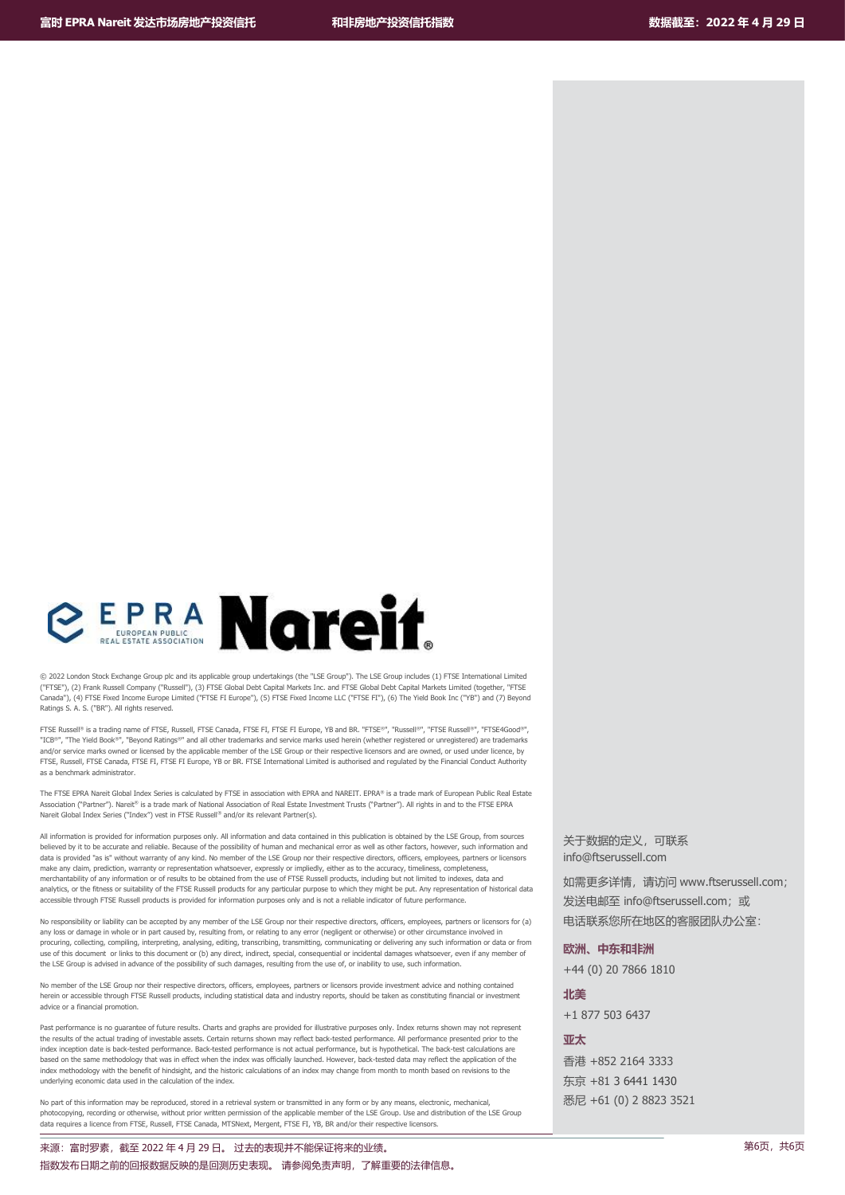© 2022 London Stock Exchange Group plc and its applicable group undertakings (the "LSE Group"). The LSE Group includes (1) FTSE International Limited ("FTSE"), (2) Frank Russell Company ("Russell"), (3) FTSE Global Debt Capital Markets Inc. and FTSE Global Debt Capital Markets Limited (together, "FTSE Canada"), (4) FTSE Fixed Income Europe Limited ("FTSE FI Europe"), (5) FTSE Fixed Income LLC ("FTSE FI"), (6) The Yield Book Inc ("YB") and (7) Beyond Ratings S. A. S. ("BR"). All rights reserved.

FTSE Russell® is a trading name of FTSE, Russell, FTSE Canada, FTSE FI, FTSE FI Europe, YB and BR. "FTSE®", "Russell®", "FTSE Russell®", "FTSE4Good®", "ICB®", "The Yield Book®", "Beyond Ratings®" and all other trademarks and service marks used herein (whether registered or unregistered) are trademarks and/or service marks owned or licensed by the applicable member of the LSE Group or their respective licensors and are owned, or used under licence, by FTSE, Russell, FTSE Canada, FTSE FI, FTSE FI Europe, YB or BR. FTSE International Limited is authorised and regulated by the Financial Conduct Authority as a benchmark administrator.

The FTSE EPRA Nareit Global Index Series is calculated by FTSE in association with EPRA and NAREIT. EPRA® is a trade mark of European Public Real Estate Association ("Partner"). Nareit® is a trade mark of National Association of Real Estate Investment Trusts ("Partner"). All rights in and to the FTSE EPRA Nareit Global Index Series ("Index") vest in FTSE Russell® and/or its relevant Partner(s).

All information is provided for information purposes only. All information and data contained in this publication is obtained by the LSE Group, from sources believed by it to be accurate and reliable. Because of the possibility of human and mechanical error as well as other factors, however, such information and data is provided "as is" without warranty of any kind. No member of the LSE Group nor their respective directors, officers, employees, partners or licensors make any claim, prediction, warranty or representation whatsoever, expressly or impliedly, either as to the accuracy, timeliness, completeness, merchantability of any information or of results to be obtained from the use of FTSE Russell products, including but not limited to indexes, data and analytics, or the fitness or suitability of the FTSE Russell products for any particular purpose to which they might be put. Any representation of historical data accessible through FTSE Russell products is provided for information purposes only and is not a reliable indicator of future performance.

No responsibility or liability can be accepted by any member of the LSE Group nor their respective directors, officers, employees, partners or licensors for (a) any loss or damage in whole or in part caused by, resulting from, or relating to any error (negligent or otherwise) or other circumstance involved in procuring, collecting, compiling, interpreting, analysing, editing, transcribing, transmitting, communicating or delivering any such information or data or from use of this document or links to this document or (b) any direct, indirect, special, consequential or incidental damages whatsoever, even if any member of the LSE Group is advised in advance of the possibility of such damages, resulting from the use of, or inability to use, such information.

No member of the LSE Group nor their respective directors, officers, employees, partners or licensors provide investment advice and nothing contained herein or accessible through FTSE Russell products, including statistical data and industry reports, should be taken as constituting financial or investment advice or a financial promotion.

Past performance is no guarantee of future results. Charts and graphs are provided for illustrative purposes only. Index returns shown may not represent the results of the actual trading of investable assets. Certain returns shown may reflect back-tested performance. All performance presented prior to the index inception date is back-tested performance. Back-tested performance is not actual performance, but is hypothetical. The back-test calculations are based on the same methodology that was in effect when the index was officially launched. However, back-tested data may reflect the application of the index methodology with the benefit of hindsight, and the historic calculations of an index may change from month to month based on revisions to the underlying economic data used in the calculation of the index.

No part of this information may be reproduced, stored in a retrieval system or transmitted in any form or by any means, electronic, mechanical, photocopying, recording or otherwise, without prior written permission of the applicable member of the LSE Group. Use and distribution of the LSE Group data requires a licence from FTSE, Russell, FTSE Canada, MTSNext, Mergent, FTSE FI, YB, BR and/or their respective licensors.

关于数据的定义，可联系 info@ftserussell.com

如需更多详情，请访问 www.ftserussell.com；发送电邮至 info@ftserussell.com；或电话联系您所在地区的客服团队办公室：

**欧洲、中东和非洲**

+44 (0) 20 7866 1810

**北美**

+1 877 503 6437

**亚太**

香港 +852 2164 3333

东京 +81 3 6441 1430

悉尼 +61 (0) 2 8823 3521

来源：富时罗素，截至 2022 年 4 月 29 日。 过去的表现并不能保证将来的业绩。

指数发布日期之前的回报数据反映的是回测历史表现。 请参阅免责声明，了解重要的法律信息。